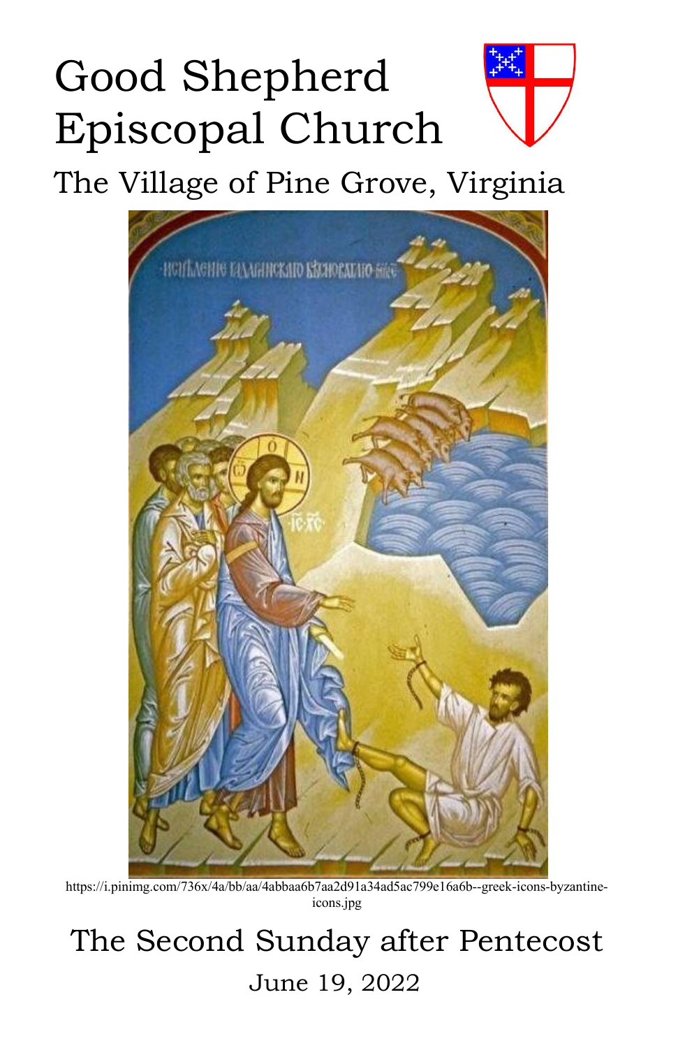# Good Shepherd Episcopal Church

## The Village of Pine Grove, Virginia

https://i.pinimg.com/736x/4a/bb/aa/4abbaa6b7aa2d91a34ad5ac799e16a6b--greek-icons-byzantine-icons.jpg

## The Second Sunday after Pentecost

June 19, 2022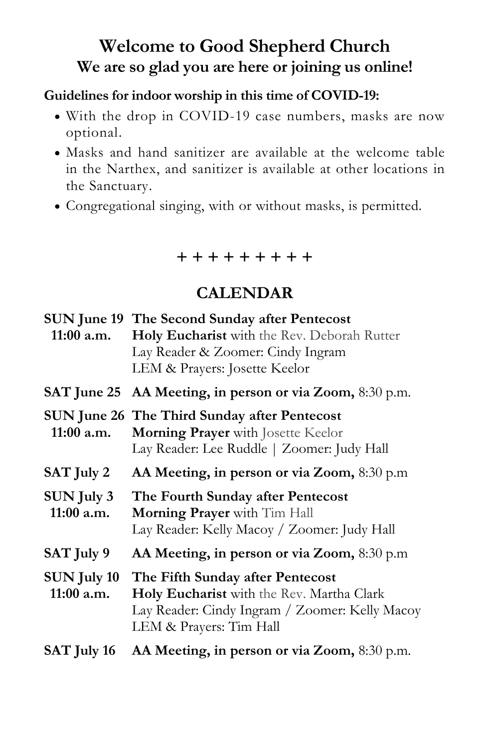# Welcome to Good Shepherd Church

## We are so glad you are here or joining us online!

**Guidelines for indoor worship in this time of COVID-19:**

- With the drop in COVID-19 case numbers, masks are now optional.
- Masks and hand sanitizer are available at the welcome table in the Narthex, and sanitizer is available at other locations in the Sanctuary.
- Congregational singing, with or without masks, is permitted.

+ + + + + + + + +

## CALENDAR

**SUN June 19** **The Second Sunday after Pentecost**
**11:00 a.m.** **Holy Eucharist** with the Rev. Deborah Rutter
Lay Reader & Zoomer: Cindy Ingram
LEM & Prayers: Josette Keelor

**SAT June 25** **AA Meeting, in person or via Zoom,** 8:30 p.m.

**SUN June 26** **The Third Sunday after Pentecost**
**11:00 a.m.** **Morning Prayer** with Josette Keelor
Lay Reader: Lee Ruddle | Zoomer: Judy Hall

**SAT July 2** **AA Meeting, in person or via Zoom,** 8:30 p.m

**SUN July 3** **The Fourth Sunday after Pentecost**
**11:00 a.m.** **Morning Prayer** with Tim Hall
Lay Reader: Kelly Macoy / Zoomer: Judy Hall

**SAT July 9** **AA Meeting, in person or via Zoom,** 8:30 p.m

**SUN July 10** **The Fifth Sunday after Pentecost**
**11:00 a.m.** **Holy Eucharist** with the Rev. Martha Clark
Lay Reader: Cindy Ingram / Zoomer: Kelly Macoy
LEM & Prayers: Tim Hall

**SAT July 16** **AA Meeting, in person or via Zoom,** 8:30 p.m.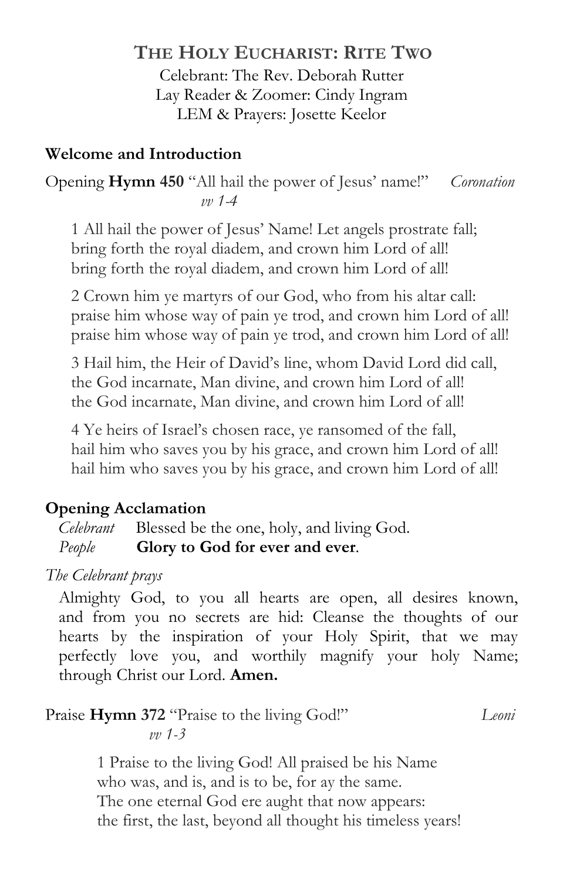## THE HOLY EUCHARIST: RITE TWO

Celebrant: The Rev. Deborah Rutter
Lay Reader & Zoomer: Cindy Ingram
LEM & Prayers: Josette Keelor

**Welcome and Introduction**

Opening **Hymn 450** "All hail the power of Jesus' name!" *Coronation*
*vv 1-4*

1 All hail the power of Jesus' Name! Let angels prostrate fall;
bring forth the royal diadem, and crown him Lord of all!
bring forth the royal diadem, and crown him Lord of all!

2 Crown him ye martyrs of our God, who from his altar call:
praise him whose way of pain ye trod, and crown him Lord of all!
praise him whose way of pain ye trod, and crown him Lord of all!

3 Hail him, the Heir of David's line, whom David Lord did call,
the God incarnate, Man divine, and crown him Lord of all!
the God incarnate, Man divine, and crown him Lord of all!

4 Ye heirs of Israel's chosen race, ye ransomed of the fall,
hail him who saves you by his grace, and crown him Lord of all!
hail him who saves you by his grace, and crown him Lord of all!

**Opening Acclamation**

*Celebrant* Blessed be the one, holy, and living God.
*People* **Glory to God for ever and ever**.

*The Celebrant prays*

Almighty God, to you all hearts are open, all desires known, and from you no secrets are hid: Cleanse the thoughts of our hearts by the inspiration of your Holy Spirit, that we may perfectly love you, and worthily magnify your holy Name; through Christ our Lord. **Amen.**

Praise **Hymn 372** "Praise to the living God!" *Leoni*
*vv 1-3*

1 Praise to the living God! All praised be his Name
who was, and is, and is to be, for ay the same.
The one eternal God ere aught that now appears:
the first, the last, beyond all thought his timeless years!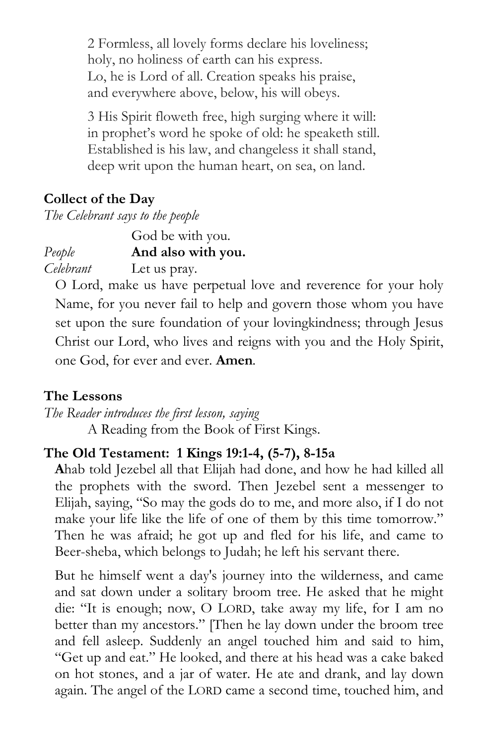2 Formless, all lovely forms declare his loveliness;
holy, no holiness of earth can his express.
Lo, he is Lord of all. Creation speaks his praise,
and everywhere above, below, his will obeys.

3 His Spirit floweth free, high surging where it will:
in prophet's word he spoke of old: he speaketh still.
Established is his law, and changeless it shall stand,
deep writ upon the human heart, on sea, on land.

**Collect of the Day**

*The Celebrant says to the people*

God be with you.

*People* **And also with you.**

*Celebrant* Let us pray.

O Lord, make us have perpetual love and reverence for your holy Name, for you never fail to help and govern those whom you have set upon the sure foundation of your lovingkindness; through Jesus Christ our Lord, who lives and reigns with you and the Holy Spirit, one God, for ever and ever. **Amen**.

**The Lessons**

*The Reader introduces the first lesson, saying*

A Reading from the Book of First Kings.

**The Old Testament: 1 Kings 19:1-4, (5-7), 8-15a**

**A**hab told Jezebel all that Elijah had done, and how he had killed all the prophets with the sword. Then Jezebel sent a messenger to Elijah, saying, "So may the gods do to me, and more also, if I do not make your life like the life of one of them by this time tomorrow." Then he was afraid; he got up and fled for his life, and came to Beer-sheba, which belongs to Judah; he left his servant there.

But he himself went a day's journey into the wilderness, and came and sat down under a solitary broom tree. He asked that he might die: "It is enough; now, O LORD, take away my life, for I am no better than my ancestors." [Then he lay down under the broom tree and fell asleep. Suddenly an angel touched him and said to him, "Get up and eat." He looked, and there at his head was a cake baked on hot stones, and a jar of water. He ate and drank, and lay down again. The angel of the LORD came a second time, touched him, and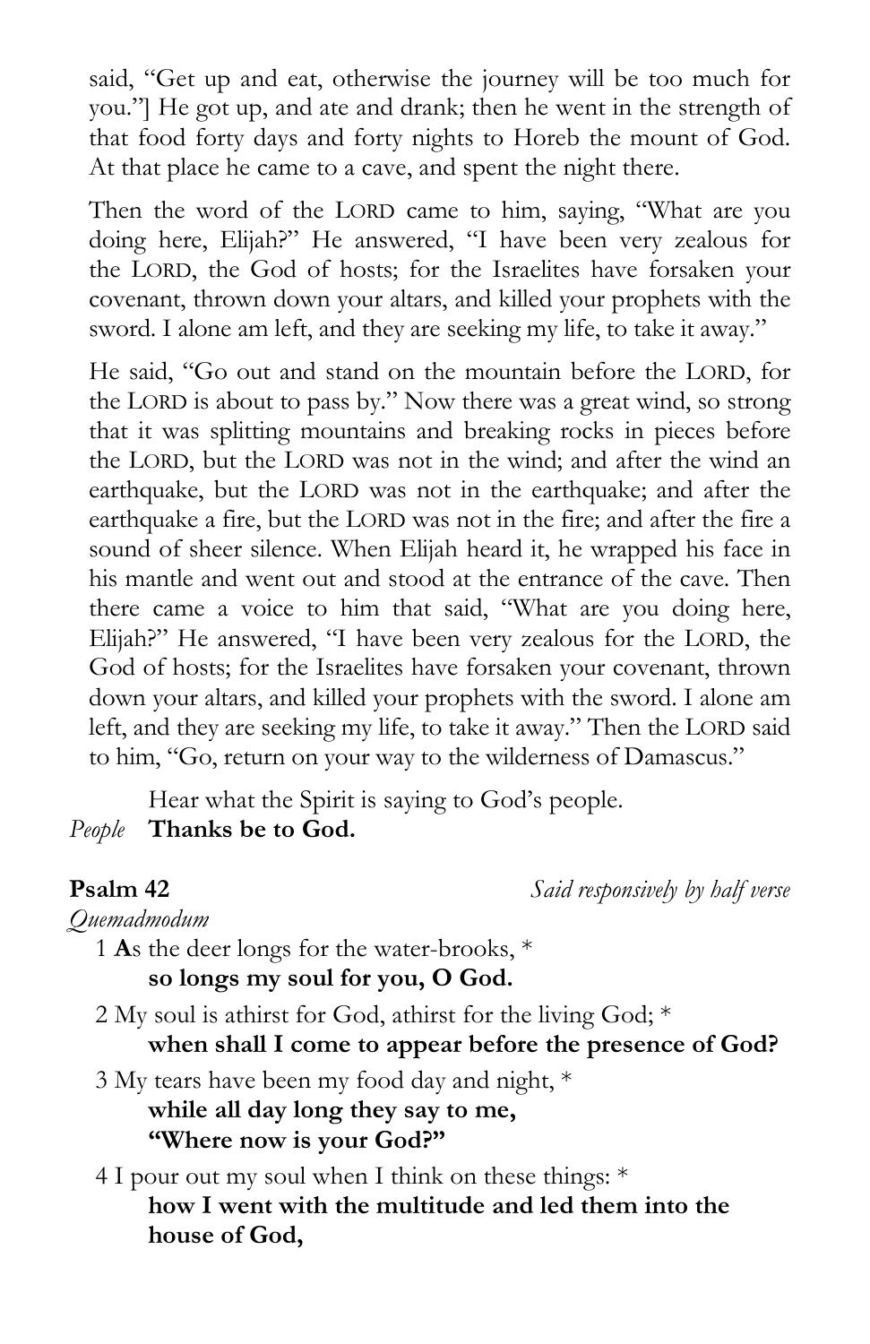said, "Get up and eat, otherwise the journey will be too much for you."] He got up, and ate and drank; then he went in the strength of that food forty days and forty nights to Horeb the mount of God. At that place he came to a cave, and spent the night there.

Then the word of the LORD came to him, saying, "What are you doing here, Elijah?" He answered, "I have been very zealous for the LORD, the God of hosts; for the Israelites have forsaken your covenant, thrown down your altars, and killed your prophets with the sword. I alone am left, and they are seeking my life, to take it away."

He said, "Go out and stand on the mountain before the LORD, for the LORD is about to pass by." Now there was a great wind, so strong that it was splitting mountains and breaking rocks in pieces before the LORD, but the LORD was not in the wind; and after the wind an earthquake, but the LORD was not in the earthquake; and after the earthquake a fire, but the LORD was not in the fire; and after the fire a sound of sheer silence. When Elijah heard it, he wrapped his face in his mantle and went out and stood at the entrance of the cave. Then there came a voice to him that said, "What are you doing here, Elijah?" He answered, "I have been very zealous for the LORD, the God of hosts; for the Israelites have forsaken your covenant, thrown down your altars, and killed your prophets with the sword. I alone am left, and they are seeking my life, to take it away." Then the LORD said to him, "Go, return on your way to the wilderness of Damascus."

Hear what the Spirit is saying to God's people.

*People* **Thanks be to God.**

**Psalm 42** *Said responsively by half verse*

*Quemadmodum*

1 **A**s the deer longs for the water-brooks, *
**so longs my soul for you, O God.**

2 My soul is athirst for God, athirst for the living God; *
**when shall I come to appear before the presence of God?**

3 My tears have been my food day and night, *
**while all day long they say to me,**
**"Where now is your God?"**

4 I pour out my soul when I think on these things: *
**how I went with the multitude and led them into the house of God,**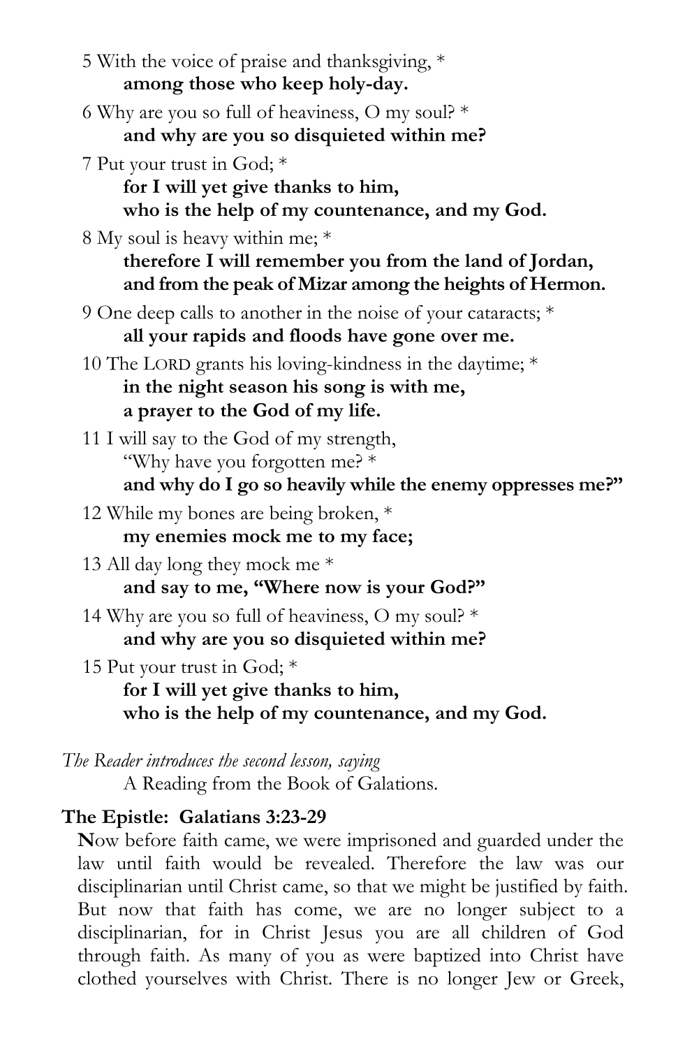5 With the voice of praise and thanksgiving, *
**among those who keep holy-day.**

6 Why are you so full of heaviness, O my soul? *
**and why are you so disquieted within me?**

7 Put your trust in God; *
**for I will yet give thanks to him,**
**who is the help of my countenance, and my God.**

8 My soul is heavy within me; *
**therefore I will remember you from the land of Jordan,**
**and from the peak of Mizar among the heights of Hermon.**

9 One deep calls to another in the noise of your cataracts; *
**all your rapids and floods have gone over me.**

10 The LORD grants his loving-kindness in the daytime; *
**in the night season his song is with me,**
**a prayer to the God of my life.**

11 I will say to the God of my strength,
"Why have you forgotten me? *
**and why do I go so heavily while the enemy oppresses me?"**

12 While my bones are being broken, *
**my enemies mock me to my face;**

13 All day long they mock me *
**and say to me, "Where now is your God?"**

14 Why are you so full of heaviness, O my soul? *
**and why are you so disquieted within me?**

15 Put your trust in God; *
**for I will yet give thanks to him,**
**who is the help of my countenance, and my God.**

*The Reader introduces the second lesson, saying*
A Reading from the Book of Galations.

**The Epistle: Galatians 3:23-29**

**N**ow before faith came, we were imprisoned and guarded under the law until faith would be revealed. Therefore the law was our disciplinarian until Christ came, so that we might be justified by faith. But now that faith has come, we are no longer subject to a disciplinarian, for in Christ Jesus you are all children of God through faith. As many of you as were baptized into Christ have clothed yourselves with Christ. There is no longer Jew or Greek,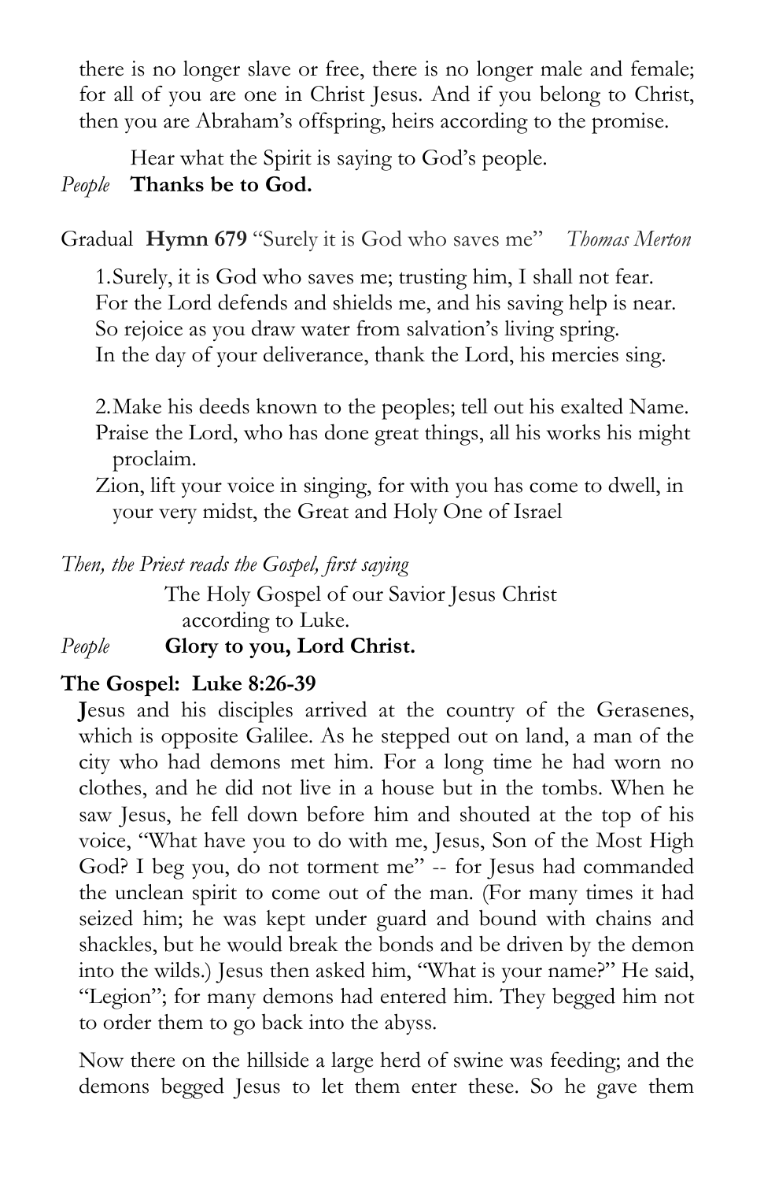there is no longer slave or free, there is no longer male and female; for all of you are one in Christ Jesus. And if you belong to Christ, then you are Abraham's offspring, heirs according to the promise.

Hear what the Spirit is saying to God's people.

*People* **Thanks be to God.**

Gradual **Hymn 679** "Surely it is God who saves me" *Thomas Merton*

1. Surely, it is God who saves me; trusting him, I shall not fear.
For the Lord defends and shields me, and his saving help is near.
So rejoice as you draw water from salvation's living spring.
In the day of your deliverance, thank the Lord, his mercies sing.

2. Make his deeds known to the peoples; tell out his exalted Name.
Praise the Lord, who has done great things, all his works his might proclaim.
Zion, lift your voice in singing, for with you has come to dwell, in your very midst, the Great and Holy One of Israel

*Then, the Priest reads the Gospel, first saying*

The Holy Gospel of our Savior Jesus Christ according to Luke.

*People* **Glory to you, Lord Christ.**

**The Gospel: Luke 8:26-39**

**J**esus and his disciples arrived at the country of the Gerasenes, which is opposite Galilee. As he stepped out on land, a man of the city who had demons met him. For a long time he had worn no clothes, and he did not live in a house but in the tombs. When he saw Jesus, he fell down before him and shouted at the top of his voice, "What have you to do with me, Jesus, Son of the Most High God? I beg you, do not torment me" -- for Jesus had commanded the unclean spirit to come out of the man. (For many times it had seized him; he was kept under guard and bound with chains and shackles, but he would break the bonds and be driven by the demon into the wilds.) Jesus then asked him, "What is your name?" He said, "Legion"; for many demons had entered him. They begged him not to order them to go back into the abyss.

Now there on the hillside a large herd of swine was feeding; and the demons begged Jesus to let them enter these. So he gave them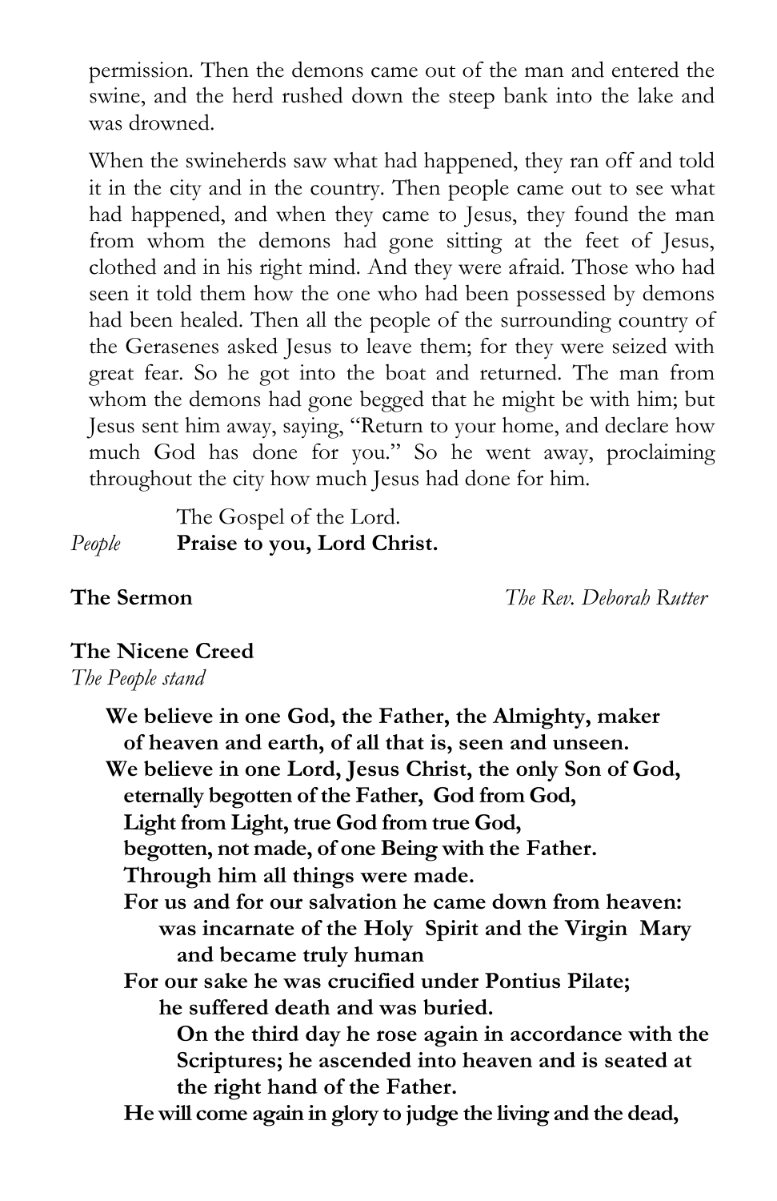permission. Then the demons came out of the man and entered the swine, and the herd rushed down the steep bank into the lake and was drowned.

When the swineherds saw what had happened, they ran off and told it in the city and in the country. Then people came out to see what had happened, and when they came to Jesus, they found the man from whom the demons had gone sitting at the feet of Jesus, clothed and in his right mind. And they were afraid. Those who had seen it told them how the one who had been possessed by demons had been healed. Then all the people of the surrounding country of the Gerasenes asked Jesus to leave them; for they were seized with great fear. So he got into the boat and returned. The man from whom the demons had gone begged that he might be with him; but Jesus sent him away, saying, "Return to your home, and declare how much God has done for you." So he went away, proclaiming throughout the city how much Jesus had done for him.

The Gospel of the Lord.
*People* **Praise to you, Lord Christ.**

**The Sermon** *The Rev. Deborah Rutter*

**The Nicene Creed**
*The People stand*

**We believe in one God, the Father, the Almighty, maker of heaven and earth, of all that is, seen and unseen.**
**We believe in one Lord, Jesus Christ, the only Son of God, eternally begotten of the Father, God from God, Light from Light, true God from true God, begotten, not made, of one Being with the Father. Through him all things were made.**
**For us and for our salvation he came down from heaven: was incarnate of the Holy Spirit and the Virgin Mary and became truly human**
**For our sake he was crucified under Pontius Pilate; he suffered death and was buried.**
**On the third day he rose again in accordance with the Scriptures; he ascended into heaven and is seated at the right hand of the Father.**
**He will come again in glory to judge the living and the dead,**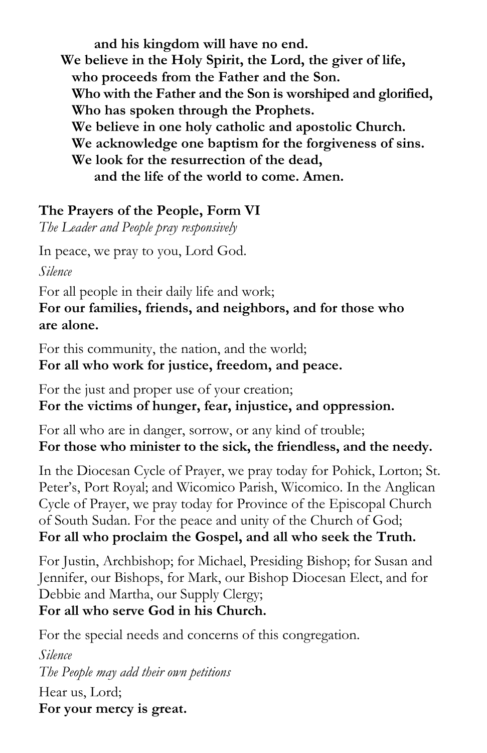**and his kingdom will have no end.**
**We believe in the Holy Spirit, the Lord, the giver of life,**
**who proceeds from the Father and the Son.**
**Who with the Father and the Son is worshiped and glorified,**
**Who has spoken through the Prophets.**
**We believe in one holy catholic and apostolic Church.**
**We acknowledge one baptism for the forgiveness of sins.**
**We look for the resurrection of the dead,**
**and the life of the world to come. Amen.**

**The Prayers of the People, Form VI**
*The Leader and People pray responsively*

In peace, we pray to you, Lord God.

*Silence*

For all people in their daily life and work;
**For our families, friends, and neighbors, and for those who are alone.**

For this community, the nation, and the world;
**For all who work for justice, freedom, and peace.**

For the just and proper use of your creation;
**For the victims of hunger, fear, injustice, and oppression.**

For all who are in danger, sorrow, or any kind of trouble;
**For those who minister to the sick, the friendless, and the needy.**

In the Diocesan Cycle of Prayer, we pray today for Pohick, Lorton; St. Peter's, Port Royal; and Wicomico Parish, Wicomico. In the Anglican Cycle of Prayer, we pray today for Province of the Episcopal Church of South Sudan. For the peace and unity of the Church of God;
**For all who proclaim the Gospel, and all who seek the Truth.**

For Justin, Archbishop; for Michael, Presiding Bishop; for Susan and Jennifer, our Bishops, for Mark, our Bishop Diocesan Elect, and for Debbie and Martha, our Supply Clergy;
**For all who serve God in his Church.**

For the special needs and concerns of this congregation.

*Silence*

*The People may add their own petitions*

Hear us, Lord;
**For your mercy is great.**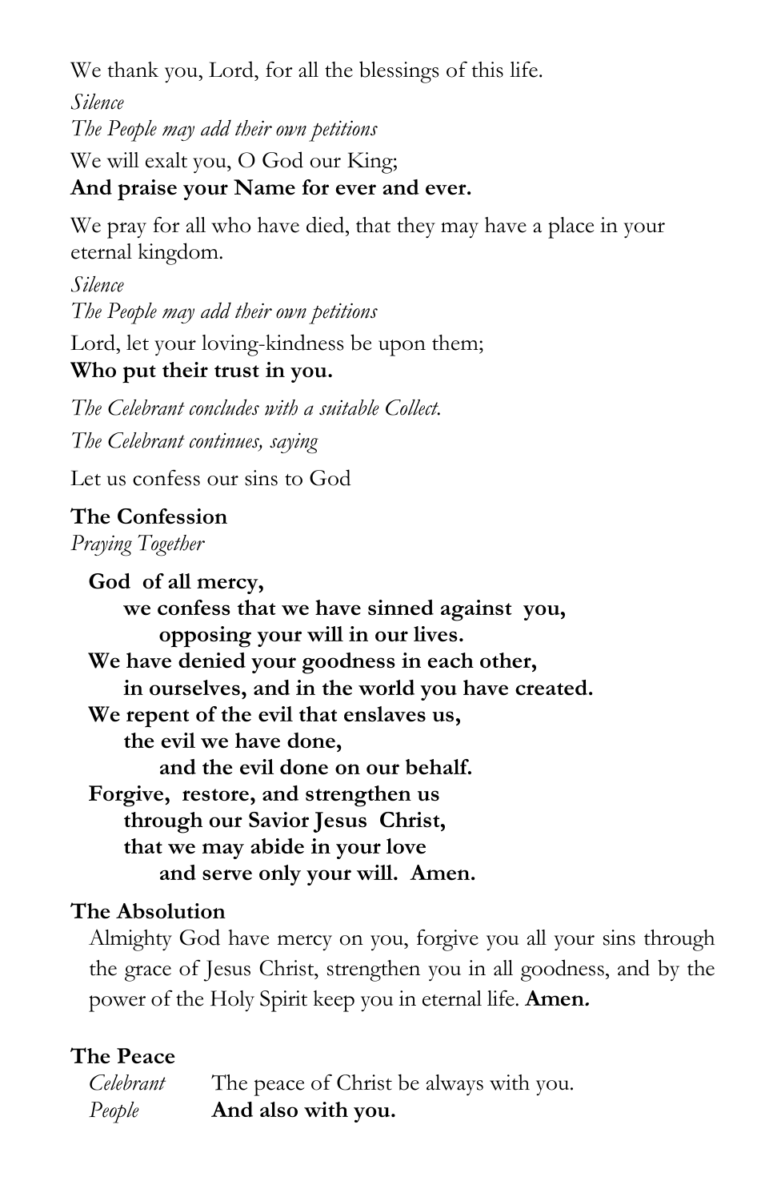We thank you, Lord, for all the blessings of this life.

*Silence*

*The People may add their own petitions*

We will exalt you, O God our King;

**And praise your Name for ever and ever.**

We pray for all who have died, that they may have a place in your eternal kingdom.

*Silence*

*The People may add their own petitions*

Lord, let your loving-kindness be upon them;

**Who put their trust in you.**

*The Celebrant concludes with a suitable Collect.*

*The Celebrant continues, saying*

Let us confess our sins to God

**The Confession**

*Praying Together*

**God of all mercy,**
**we confess that we have sinned against you,**
**opposing your will in our lives.**
**We have denied your goodness in each other,**
**in ourselves, and in the world you have created.**
**We repent of the evil that enslaves us,**
**the evil we have done,**
**and the evil done on our behalf.**
**Forgive, restore, and strengthen us**
**through our Savior Jesus Christ,**
**that we may abide in your love**
**and serve only your will. Amen.**

**The Absolution**

Almighty God have mercy on you, forgive you all your sins through the grace of Jesus Christ, strengthen you in all goodness, and by the power of the Holy Spirit keep you in eternal life. **Amen.**

**The Peace**

*Celebrant* The peace of Christ be always with you.

*People* **And also with you.**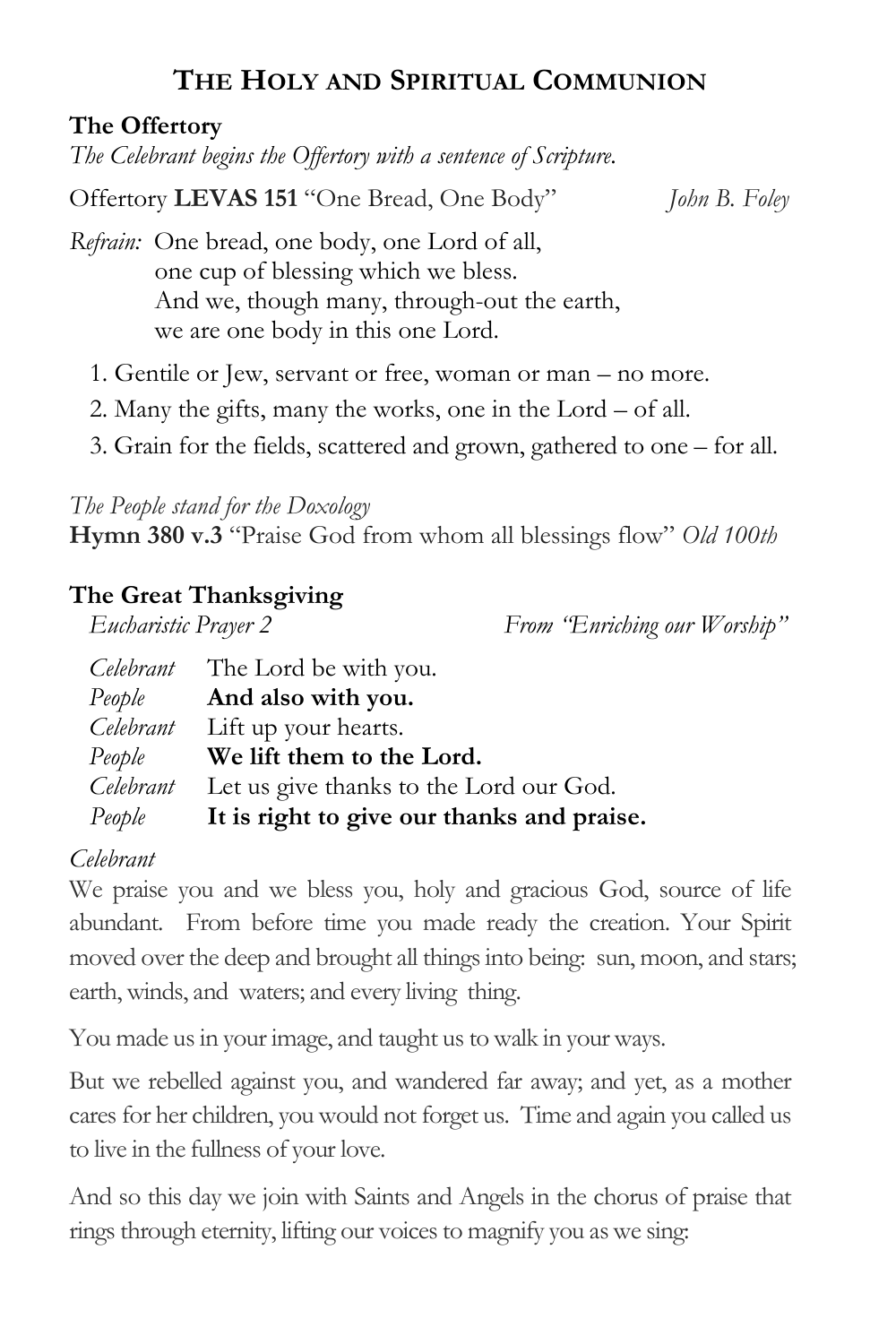## The Holy and Spiritual Communion

**The Offertory**

*The Celebrant begins the Offertory with a sentence of Scripture.*

Offertory **LEVAS 151** "One Bread, One Body" *John B. Foley*

*Refrain:* One bread, one body, one Lord of all,
one cup of blessing which we bless.
And we, though many, through-out the earth,
we are one body in this one Lord.

1. Gentile or Jew, servant or free, woman or man – no more.
2. Many the gifts, many the works, one in the Lord – of all.
3. Grain for the fields, scattered and grown, gathered to one – for all.

*The People stand for the Doxology*
**Hymn 380 v.3** "Praise God from whom all blessings flow" *Old 100th*

**The Great Thanksgiving**

*Eucharistic Prayer 2* *From "Enriching our Worship"*

*Celebrant* The Lord be with you.
*People* **And also with you.**
*Celebrant* Lift up your hearts.
*People* **We lift them to the Lord.**
*Celebrant* Let us give thanks to the Lord our God.
*People* **It is right to give our thanks and praise.**

*Celebrant*

We praise you and we bless you, holy and gracious God, source of life abundant. From before time you made ready the creation. Your Spirit moved over the deep and brought all things into being: sun, moon, and stars; earth, winds, and waters; and every living thing.

You made us in your image, and taught us to walk in your ways.

But we rebelled against you, and wandered far away; and yet, as a mother cares for her children, you would not forget us. Time and again you called us to live in the fullness of your love.

And so this day we join with Saints and Angels in the chorus of praise that rings through eternity, lifting our voices to magnify you as we sing: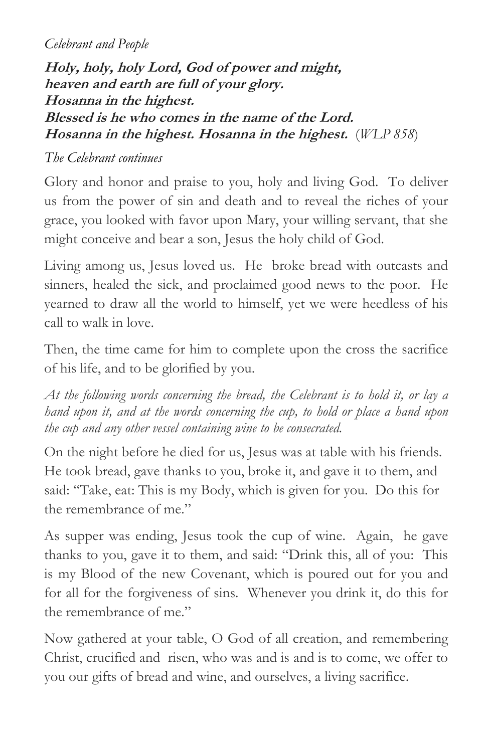*Celebrant and People*

***Holy, holy, holy Lord, God of power and might,***
***heaven and earth are full of your glory.***
***Hosanna in the highest.***
***Blessed is he who comes in the name of the Lord.***
***Hosanna in the highest. Hosanna in the highest.*** (*WLP 858*)

*The Celebrant continues*

Glory and honor and praise to you, holy and living God. To deliver us from the power of sin and death and to reveal the riches of your grace, you looked with favor upon Mary, your willing servant, that she might conceive and bear a son, Jesus the holy child of God.

Living among us, Jesus loved us. He broke bread with outcasts and sinners, healed the sick, and proclaimed good news to the poor. He yearned to draw all the world to himself, yet we were heedless of his call to walk in love.

Then, the time came for him to complete upon the cross the sacrifice of his life, and to be glorified by you.

*At the following words concerning the bread, the Celebrant is to hold it, or lay a hand upon it, and at the words concerning the cup, to hold or place a hand upon the cup and any other vessel containing wine to be consecrated.*

On the night before he died for us, Jesus was at table with his friends. He took bread, gave thanks to you, broke it, and gave it to them, and said: "Take, eat: This is my Body, which is given for you. Do this for the remembrance of me."

As supper was ending, Jesus took the cup of wine. Again, he gave thanks to you, gave it to them, and said: "Drink this, all of you: This is my Blood of the new Covenant, which is poured out for you and for all for the forgiveness of sins. Whenever you drink it, do this for the remembrance of me."

Now gathered at your table, O God of all creation, and remembering Christ, crucified and risen, who was and is and is to come, we offer to you our gifts of bread and wine, and ourselves, a living sacrifice.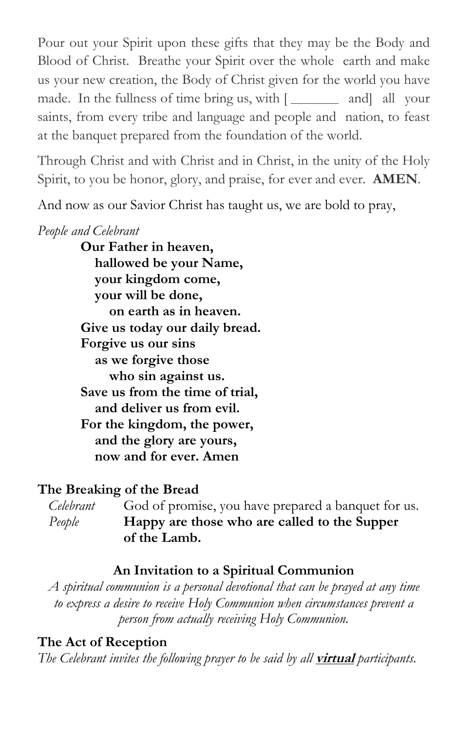Pour out your Spirit upon these gifts that they may be the Body and Blood of Christ. Breathe your Spirit over the whole earth and make us your new creation, the Body of Christ given for the world you have made. In the fullness of time bring us, with [ _______ and] all your saints, from every tribe and language and people and nation, to feast at the banquet prepared from the foundation of the world.

Through Christ and with Christ and in Christ, in the unity of the Holy Spirit, to you be honor, glory, and praise, for ever and ever. **AMEN**.

And now as our Savior Christ has taught us, we are bold to pray,

*People and Celebrant*

**Our Father in heaven,**
**hallowed be your Name,**
**your kingdom come,**
**your will be done,**
**on earth as in heaven.**
**Give us today our daily bread.**
**Forgive us our sins**
**as we forgive those**
**who sin against us.**
**Save us from the time of trial,**
**and deliver us from evil.**
**For the kingdom, the power,**
**and the glory are yours,**
**now and for ever. Amen**

**The Breaking of the Bread**

*Celebrant* God of promise, you have prepared a banquet for us.

*People* **Happy are those who are called to the Supper of the Lamb.**

**An Invitation to a Spiritual Communion**

*A spiritual communion is a personal devotional that can be prayed at any time to express a desire to receive Holy Communion when circumstances prevent a person from actually receiving Holy Communion.*

**The Act of Reception**

*The Celebrant invites the following prayer to be said by all **virtual** participants.*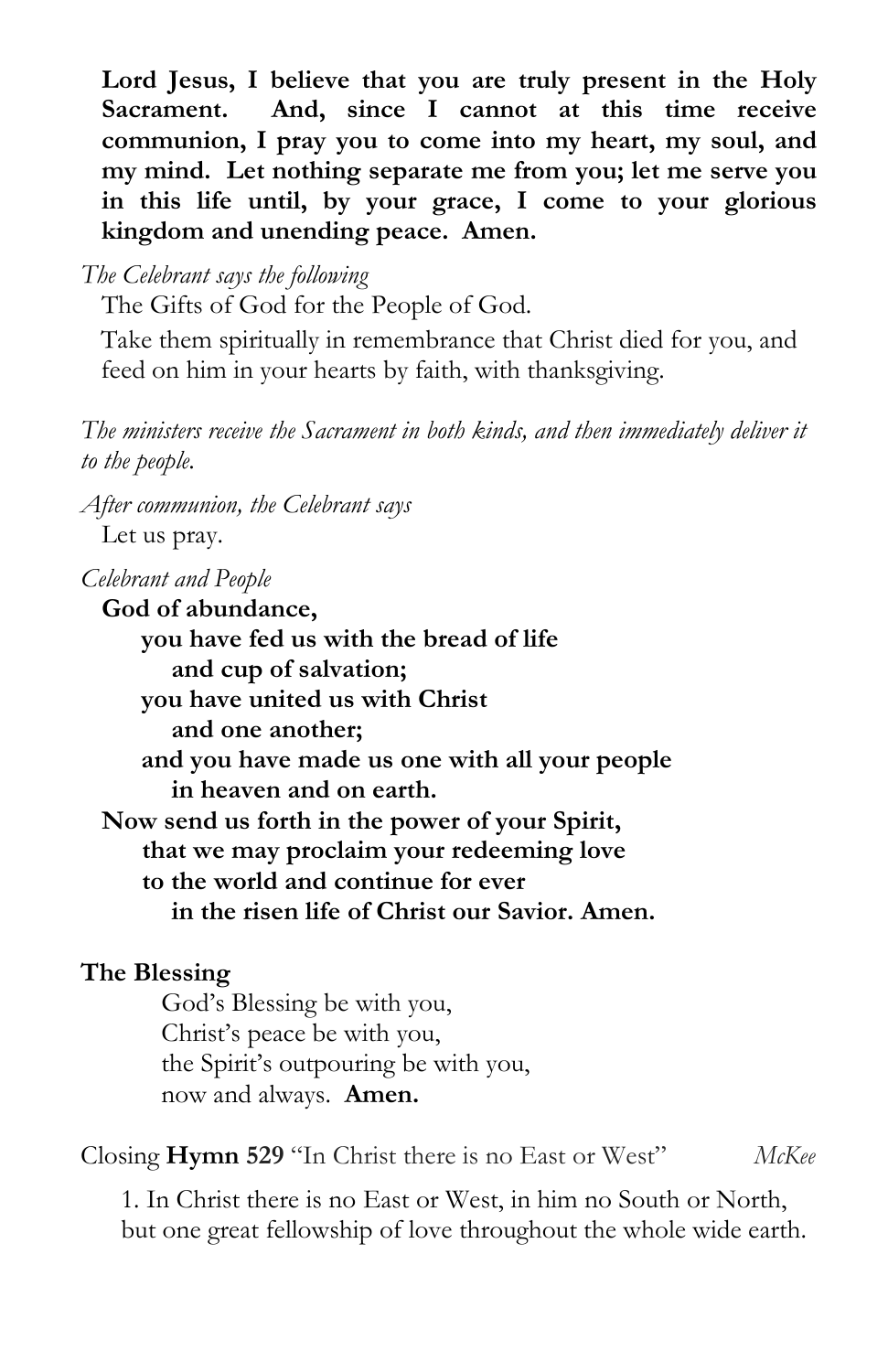**Lord Jesus, I believe that you are truly present in the Holy Sacrament. And, since I cannot at this time receive communion, I pray you to come into my heart, my soul, and my mind. Let nothing separate me from you; let me serve you in this life until, by your grace, I come to your glorious kingdom and unending peace. Amen.**

*The Celebrant says the following*

The Gifts of God for the People of God.

Take them spiritually in remembrance that Christ died for you, and feed on him in your hearts by faith, with thanksgiving.

*The ministers receive the Sacrament in both kinds, and then immediately deliver it to the people.*

*After communion, the Celebrant says*

Let us pray.

*Celebrant and People*

**God of abundance,**
**you have fed us with the bread of life**
**and cup of salvation;**
**you have united us with Christ**
**and one another;**
**and you have made us one with all your people**
**in heaven and on earth.**
**Now send us forth in the power of your Spirit,**
**that we may proclaim your redeeming love**
**to the world and continue for ever**
**in the risen life of Christ our Savior. Amen.**

**The Blessing**

God's Blessing be with you,
Christ's peace be with you,
the Spirit's outpouring be with you,
now and always. **Amen.**

Closing **Hymn 529** "In Christ there is no East or West" *McKee*

1. In Christ there is no East or West, in him no South or North, but one great fellowship of love throughout the whole wide earth.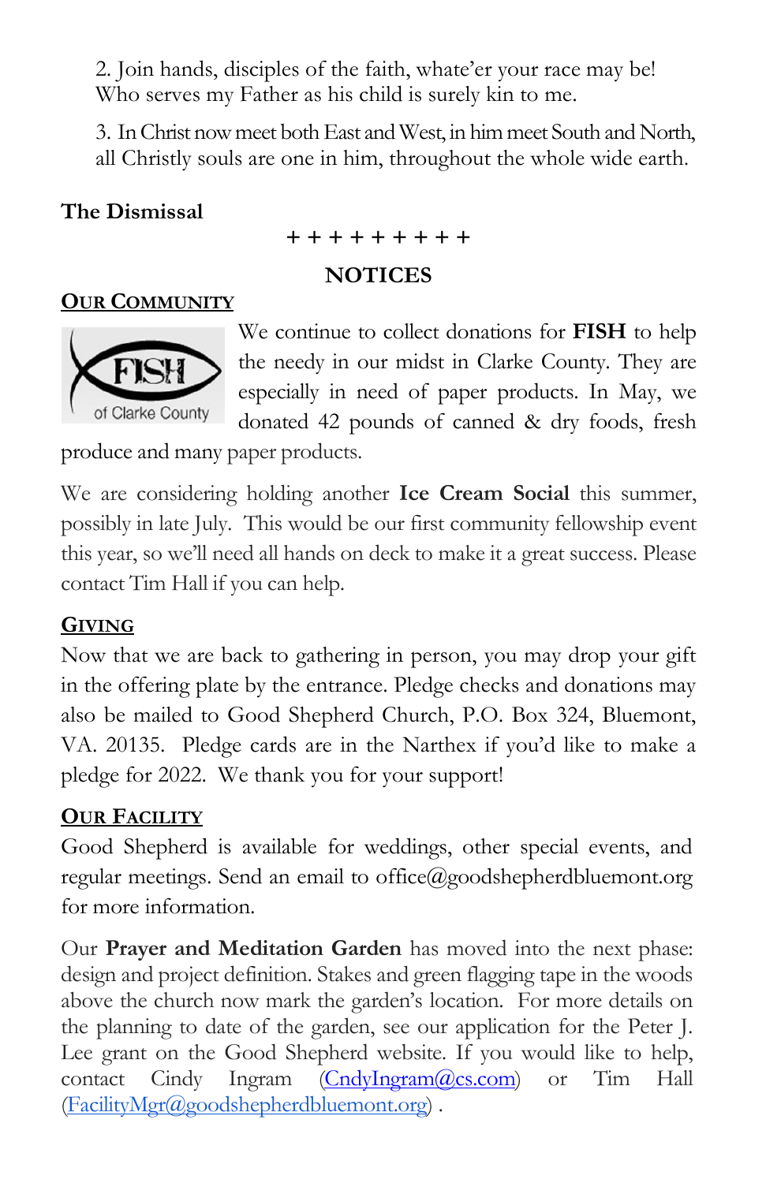2. Join hands, disciples of the faith, whate'er your race may be! Who serves my Father as his child is surely kin to me.

3. In Christ now meet both East and West, in him meet South and North, all Christly souls are one in him, throughout the whole wide earth.

**The Dismissal**

\+ + + + + + + + + +

## NOTICES

### OUR COMMUNITY

We continue to collect donations for **FISH** to help the needy in our midst in Clarke County. They are especially in need of paper products. In May, we donated 42 pounds of canned & dry foods, fresh produce and many paper products.

We are considering holding another **Ice Cream Social** this summer, possibly in late July. This would be our first community fellowship event this year, so we'll need all hands on deck to make it a great success. Please contact Tim Hall if you can help.

### GIVING

Now that we are back to gathering in person, you may drop your gift in the offering plate by the entrance. Pledge checks and donations may also be mailed to Good Shepherd Church, P.O. Box 324, Bluemont, VA. 20135. Pledge cards are in the Narthex if you'd like to make a pledge for 2022. We thank you for your support!

### OUR FACILITY

Good Shepherd is available for weddings, other special events, and regular meetings. Send an email to office@goodshepherdbluemont.org for more information.

Our **Prayer and Meditation Garden** has moved into the next phase: design and project definition. Stakes and green flagging tape in the woods above the church now mark the garden's location. For more details on the planning to date of the garden, see our application for the Peter J. Lee grant on the Good Shepherd website. If you would like to help, contact Cindy Ingram (CndyIngram@cs.com) or Tim Hall (FacilityMgr@goodshepherdbluemont.org) .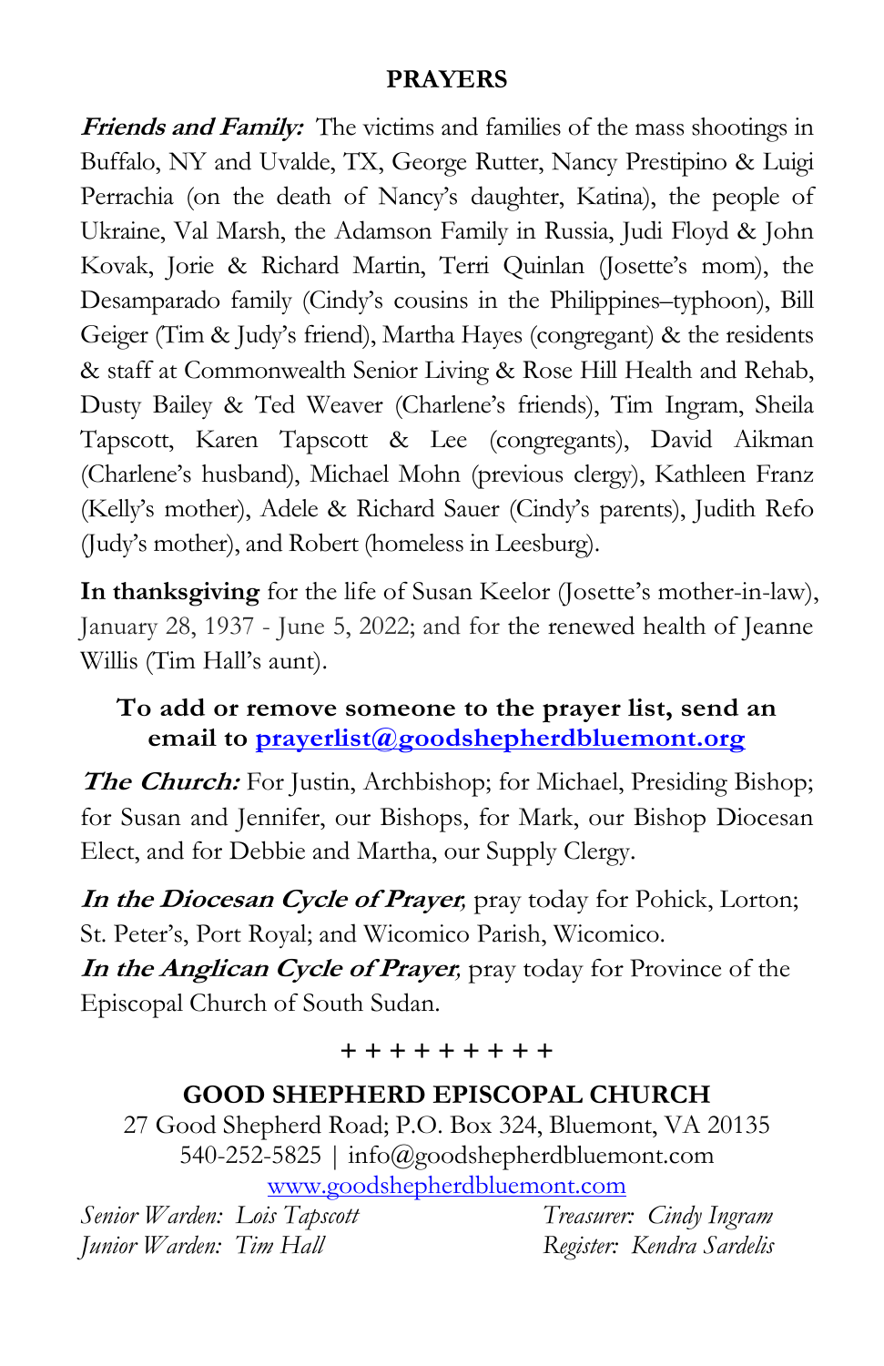## PRAYERS

***Friends and Family:*** The victims and families of the mass shootings in Buffalo, NY and Uvalde, TX, George Rutter, Nancy Prestipino & Luigi Perrachia (on the death of Nancy's daughter, Katina), the people of Ukraine, Val Marsh, the Adamson Family in Russia, Judi Floyd & John Kovak, Jorie & Richard Martin, Terri Quinlan (Josette's mom), the Desamparado family (Cindy's cousins in the Philippines–typhoon), Bill Geiger (Tim & Judy's friend), Martha Hayes (congregant) & the residents & staff at Commonwealth Senior Living & Rose Hill Health and Rehab, Dusty Bailey & Ted Weaver (Charlene's friends), Tim Ingram, Sheila Tapscott, Karen Tapscott & Lee (congregants), David Aikman (Charlene's husband), Michael Mohn (previous clergy), Kathleen Franz (Kelly's mother), Adele & Richard Sauer (Cindy's parents), Judith Refo (Judy's mother), and Robert (homeless in Leesburg).

**In thanksgiving** for the life of Susan Keelor (Josette's mother-in-law), January 28, 1937 - June 5, 2022; and for the renewed health of Jeanne Willis (Tim Hall's aunt).

**To add or remove someone to the prayer list, send an email to [prayerlist@goodshepherdbluemont.org](mailto:prayerlist@goodshepherdbluemont.org)**

***The Church:*** For Justin, Archbishop; for Michael, Presiding Bishop; for Susan and Jennifer, our Bishops, for Mark, our Bishop Diocesan Elect, and for Debbie and Martha, our Supply Clergy.

***In the Diocesan Cycle of Prayer,*** pray today for Pohick, Lorton; St. Peter's, Port Royal; and Wicomico Parish, Wicomico.

***In the Anglican Cycle of Prayer,*** pray today for Province of the Episcopal Church of South Sudan.

+ + + + + + + + + +

**GOOD SHEPHERD EPISCOPAL CHURCH**

27 Good Shepherd Road; P.O. Box 324, Bluemont, VA 20135

540-252-5825 | info@goodshepherdbluemont.com

[www.goodshepherdbluemont.com](http://www.goodshepherdbluemont.com)

*Senior Warden: Lois Tapscott* — *Treasurer: Cindy Ingram*

*Junior Warden: Tim Hall* — *Register: Kendra Sardelis*